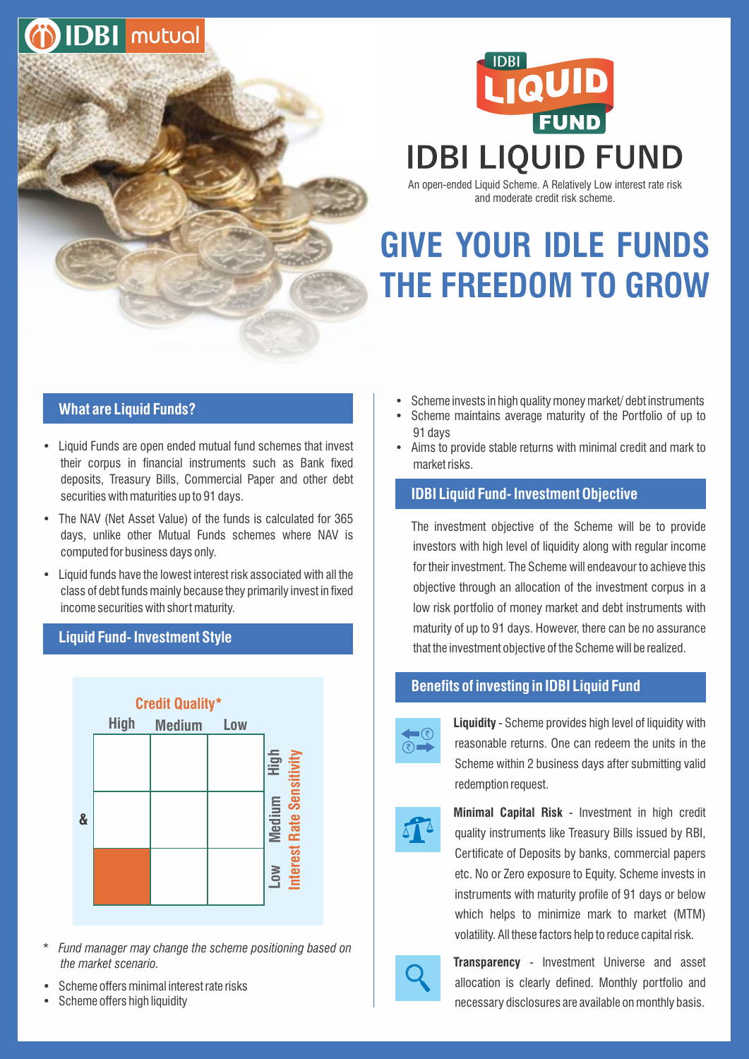# IDBI LIQUID FUND

An open-ended Liquid Scheme. A Relatively Low interest rate risk and moderate credit risk scheme.

# GIVE YOUR IDLE FUNDS THE FREEDOM TO GROW

## What are Liquid Funds?

- Liquid Funds are open ended mutual fund schemes that invest their corpus in financial instruments such as Bank fixed deposits, Treasury Bills, Commercial Paper and other debt securities with maturities up to 91 days.
- The NAV (Net Asset Value) of the funds is calculated for 365 days, unlike other Mutual Funds schemes where NAV is computed for business days only.
- Liquid funds have the lowest interest risk associated with all the class of debt funds mainly because they primarily invest in fixed income securities with short maturity.

## Liquid Fund- Investment Style

| | Credit Quality* High | Credit Quality* Medium | Credit Quality* Low |
|---|---|---|---|
| Interest Rate Sensitivity High | | | |
| Interest Rate Sensitivity Medium | | | |
| Interest Rate Sensitivity Low | ■ | | |

\* *Fund manager may change the scheme positioning based on the market scenario.*

- Scheme offers minimal interest rate risks
- Scheme offers high liquidity
- Scheme invests in high quality money market/ debt instruments
- Scheme maintains average maturity of the Portfolio of up to 91 days
- Aims to provide stable returns with minimal credit and mark to market risks.

## IDBI Liquid Fund- Investment Objective

The investment objective of the Scheme will be to provide investors with high level of liquidity along with regular income for their investment. The Scheme will endeavour to achieve this objective through an allocation of the investment corpus in a low risk portfolio of money market and debt instruments with maturity of up to 91 days. However, there can be no assurance that the investment objective of the Scheme will be realized.

## Benefits of investing in IDBI Liquid Fund

**Liquidity** - Scheme provides high level of liquidity with reasonable returns. One can redeem the units in the Scheme within 2 business days after submitting valid redemption request.

**Minimal Capital Risk** - Investment in high credit quality instruments like Treasury Bills issued by RBI, Certificate of Deposits by banks, commercial papers etc. No or Zero exposure to Equity. Scheme invests in instruments with maturity profile of 91 days or below which helps to minimize mark to market (MTM) volatility. All these factors help to reduce capital risk.

**Transparency** - Investment Universe and asset allocation is clearly defined. Monthly portfolio and necessary disclosures are available on monthly basis.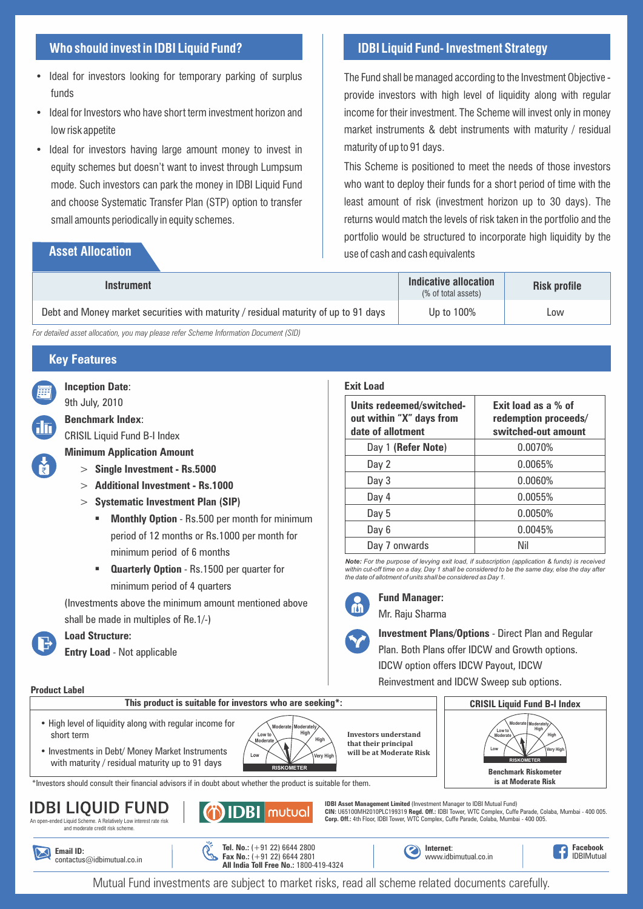## Who should invest in IDBI Liquid Fund?

- Ideal for investors looking for temporary parking of surplus funds
- Ideal for Investors who have short term investment horizon and low risk appetite
- Ideal for investors having large amount money to invest in equity schemes but doesn't want to invest through Lumpsum mode. Such investors can park the money in IDBI Liquid Fund and choose Systematic Transfer Plan (STP) option to transfer small amounts periodically in equity schemes.

## IDBI Liquid Fund- Investment Strategy

The Fund shall be managed according to the Investment Objective - provide investors with high level of liquidity along with regular income for their investment. The Scheme will invest only in money market instruments & debt instruments with maturity / residual maturity of up to 91 days.

This Scheme is positioned to meet the needs of those investors who want to deploy their funds for a short period of time with the least amount of risk (investment horizon up to 30 days). The returns would match the levels of risk taken in the portfolio and the portfolio would be structured to incorporate high liquidity by the use of cash and cash equivalents

## Asset Allocation

| Instrument | Indicative allocation (% of total assets) | Risk profile |
|---|---|---|
| Debt and Money market securities with maturity / residual maturity of up to 91 days | Up to 100% | Low |

*For detailed asset allocation, you may please refer Scheme Information Document (SID)*

## Key Features

**Inception Date**:
9th July, 2010

**Benchmark Index**:
CRISIL Liquid Fund B-I Index

**Minimum Application Amount**

- **Single Investment - Rs.5000**
- **Additional Investment - Rs.1000**
- **Systematic Investment Plan (SIP)**
  - **Monthly Option** - Rs.500 per month for minimum period of 12 months or Rs.1000 per month for minimum period of 6 months
  - **Quarterly Option** - Rs.1500 per quarter for minimum period of 4 quarters

(Investments above the minimum amount mentioned above shall be made in multiples of Re.1/-)

**Load Structure:**

**Entry Load** - Not applicable

**Exit Load**

| Units redeemed/switched-out within "X" days from date of allotment | Exit load as a % of redemption proceeds/ switched-out amount |
|---|---|
| Day 1 **(Refer Note)** | 0.0070% |
| Day 2 | 0.0065% |
| Day 3 | 0.0060% |
| Day 4 | 0.0055% |
| Day 5 | 0.0050% |
| Day 6 | 0.0045% |
| Day 7 onwards | Nil |

***Note:*** *For the purpose of levying exit load, if subscription (application & funds) is received within cut-off time on a day, Day 1 shall be considered to be the same day, else the day after the date of allotment of units shall be considered as Day 1.*

**Fund Manager:**
Mr. Raju Sharma

**Investment Plans/Options** - Direct Plan and Regular Plan. Both Plans offer IDCW and Growth options. IDCW option offers IDCW Payout, IDCW Reinvestment and IDCW Sweep sub options.

**Product Label**

**This product is suitable for investors who are seeking*:**

- High level of liquidity along with regular income for short term
- Investors in Debt/ Money Market Instruments with maturity / residual maturity up to 91 days

Low | Low to Moderate | Moderate | Moderately High | High | Very High
RISKOMETER

**Investors understand that their principal will be at Moderate Risk**

*Investors should consult their financial advisors if in doubt about whether the product is suitable for them.

**CRISIL Liquid Fund B-I Index**

Low | Low to Moderate | Moderate | Moderately High | High | Very High
RISKOMETER

**Benchmark Riskometer is at Moderate Risk**

**IDBI LIQUID FUND**
An open-ended Liquid Scheme. A Relatively Low interest rate risk and moderate credit risk scheme.

IDBI mutual

**IDBI Asset Management Limited** (Investment Manager to IDBI Mutual Fund)
**CIN:** U65100MH2010PLC199319 **Regd. Off.:** IDBI Tower, WTC Complex, Cuffe Parade, Colaba, Mumbai - 400 005.
**Corp. Off.:** 4th Floor, IDBI Tower, WTC Complex, Cuffe Parade, Colaba, Mumbai - 400 005.

**Email ID:** contactus@idbimutual.co.in

**Tel. No.:** (+91 22) 6644 2800
**Fax No.:** (+91 22) 6644 2801
**All India Toll Free No.:** 1800-419-4324

**Internet**: www.idbimutual.co.in

**Facebook** IDBIMutual

Mutual Fund investments are subject to market risks, read all scheme related documents carefully.